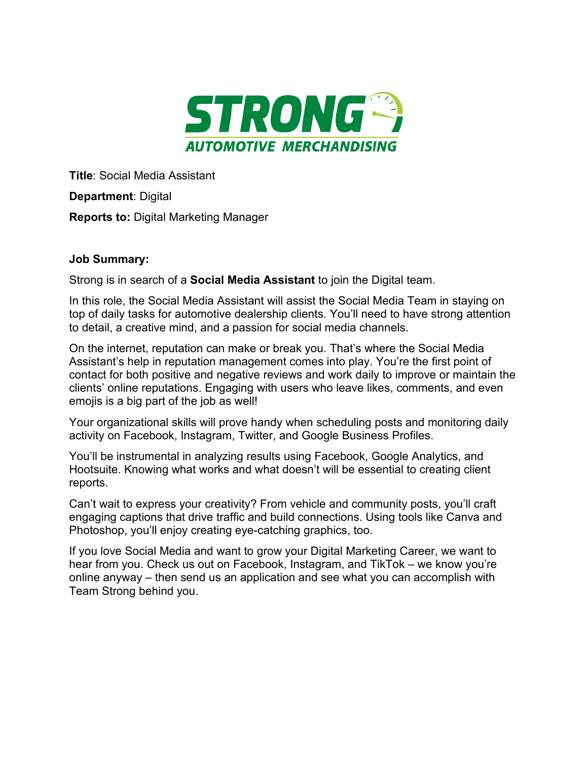**Title**: Social Media Assistant

**Department**: Digital

**Reports to:** Digital Marketing Manager

**Job Summary:**

Strong is in search of a **Social Media Assistant** to join the Digital team.

In this role, the Social Media Assistant will assist the Social Media Team in staying on top of daily tasks for automotive dealership clients. You'll need to have strong attention to detail, a creative mind, and a passion for social media channels.

On the internet, reputation can make or break you. That's where the Social Media Assistant's help in reputation management comes into play. You're the first point of contact for both positive and negative reviews and work daily to improve or maintain the clients' online reputations. Engaging with users who leave likes, comments, and even emojis is a big part of the job as well!

Your organizational skills will prove handy when scheduling posts and monitoring daily activity on Facebook, Instagram, Twitter, and Google Business Profiles.

You'll be instrumental in analyzing results using Facebook, Google Analytics, and Hootsuite. Knowing what works and what doesn't will be essential to creating client reports.

Can't wait to express your creativity? From vehicle and community posts, you'll craft engaging captions that drive traffic and build connections. Using tools like Canva and Photoshop, you'll enjoy creating eye-catching graphics, too.

If you love Social Media and want to grow your Digital Marketing Career, we want to hear from you. Check us out on Facebook, Instagram, and TikTok – we know you're online anyway – then send us an application and see what you can accomplish with Team Strong behind you.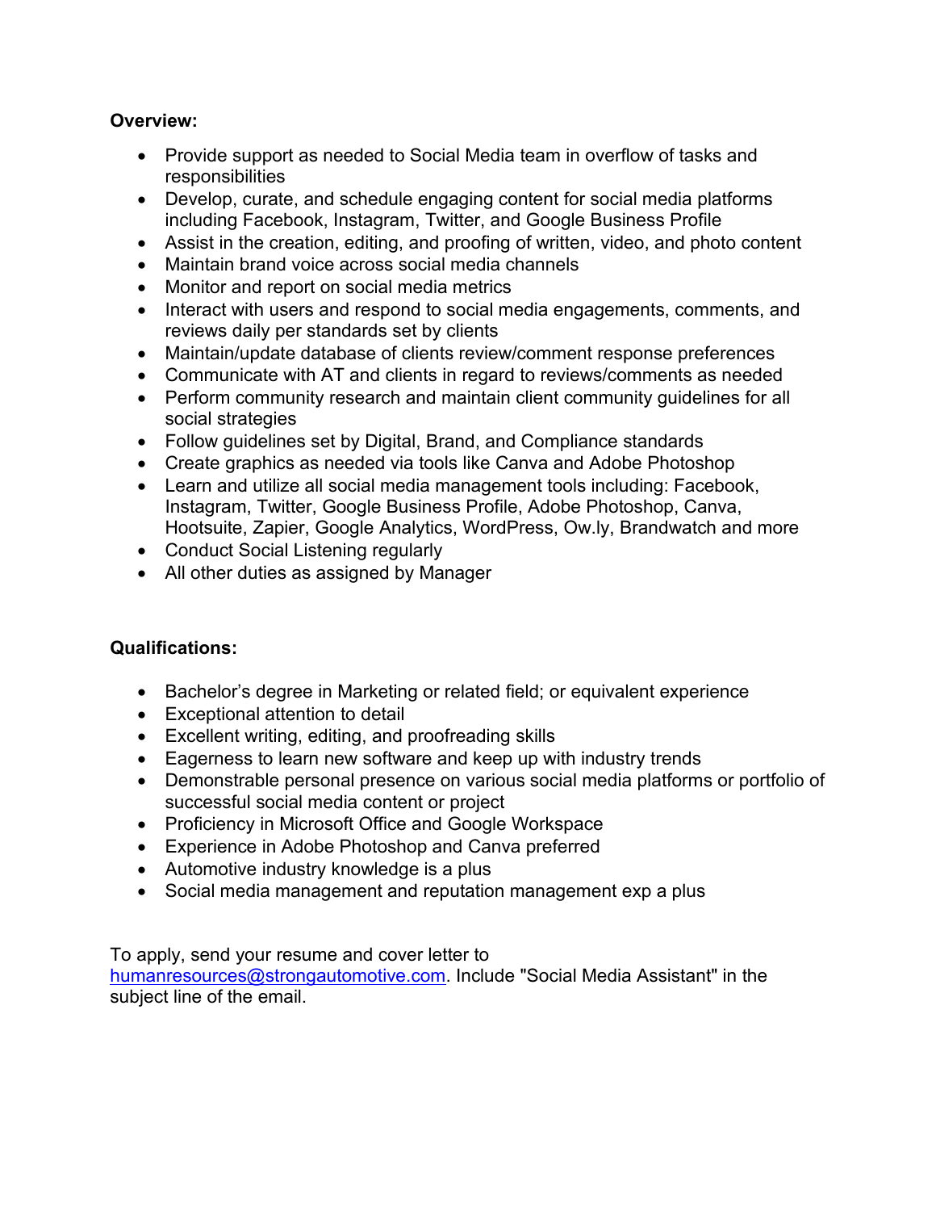**Overview:**

- Provide support as needed to Social Media team in overflow of tasks and responsibilities
- Develop, curate, and schedule engaging content for social media platforms including Facebook, Instagram, Twitter, and Google Business Profile
- Assist in the creation, editing, and proofing of written, video, and photo content
- Maintain brand voice across social media channels
- Monitor and report on social media metrics
- Interact with users and respond to social media engagements, comments, and reviews daily per standards set by clients
- Maintain/update database of clients review/comment response preferences
- Communicate with AT and clients in regard to reviews/comments as needed
- Perform community research and maintain client community guidelines for all social strategies
- Follow guidelines set by Digital, Brand, and Compliance standards
- Create graphics as needed via tools like Canva and Adobe Photoshop
- Learn and utilize all social media management tools including: Facebook, Instagram, Twitter, Google Business Profile, Adobe Photoshop, Canva, Hootsuite, Zapier, Google Analytics, WordPress, Ow.ly, Brandwatch and more
- Conduct Social Listening regularly
- All other duties as assigned by Manager

**Qualifications:**

- Bachelor's degree in Marketing or related field; or equivalent experience
- Exceptional attention to detail
- Excellent writing, editing, and proofreading skills
- Eagerness to learn new software and keep up with industry trends
- Demonstrable personal presence on various social media platforms or portfolio of successful social media content or project
- Proficiency in Microsoft Office and Google Workspace
- Experience in Adobe Photoshop and Canva preferred
- Automotive industry knowledge is a plus
- Social media management and reputation management exp a plus

To apply, send your resume and cover letter to humanresources@strongautomotive.com. Include "Social Media Assistant" in the subject line of the email.